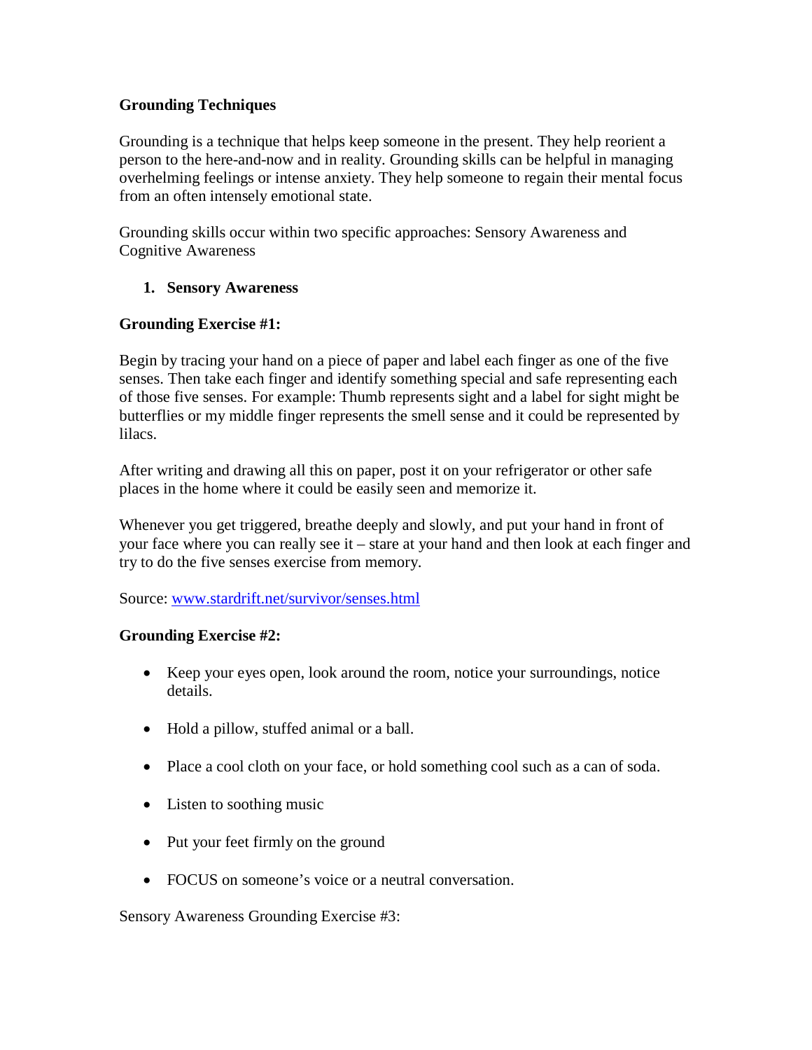# Grounding Techniques

Grounding is a technique that helps keep someone in the present. They help reorient a person to the here-and-now and in reality. Grounding skills can be helpful in managing overhelming feelings or intense anxiety. They help someone to regain their mental focus from an often intensely emotional state.

Grounding skills occur within two specific approaches: Sensory Awareness and Cognitive Awareness

1. **Sensory Awareness**

**Grounding Exercise #1:**

Begin by tracing your hand on a piece of paper and label each finger as one of the five senses. Then take each finger and identify something special and safe representing each of those five senses. For example: Thumb represents sight and a label for sight might be butterflies or my middle finger represents the smell sense and it could be represented by lilacs.

After writing and drawing all this on paper, post it on your refrigerator or other safe places in the home where it could be easily seen and memorize it.

Whenever you get triggered, breathe deeply and slowly, and put your hand in front of your face where you can really see it – stare at your hand and then look at each finger and try to do the five senses exercise from memory.

Source: [www.stardrift.net/survivor/senses.html](http://www.stardrift.net/survivor/senses.html)

**Grounding Exercise #2:**

- Keep your eyes open, look around the room, notice your surroundings, notice details.
- Hold a pillow, stuffed animal or a ball.
- Place a cool cloth on your face, or hold something cool such as a can of soda.
- Listen to soothing music
- Put your feet firmly on the ground
- FOCUS on someone's voice or a neutral conversation.

Sensory Awareness Grounding Exercise #3: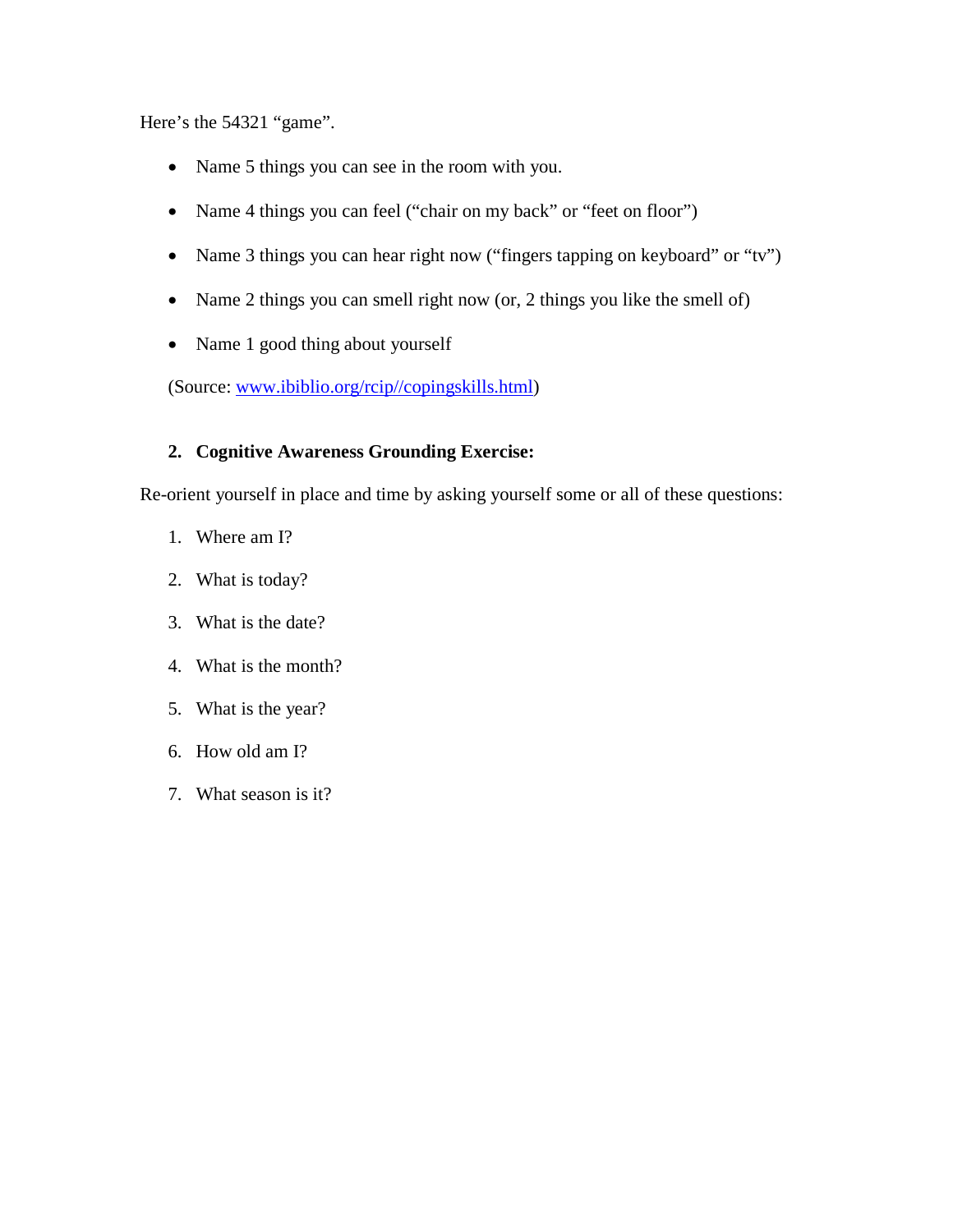Here's the 54321 "game".

- Name 5 things you can see in the room with you.
- Name 4 things you can feel ("chair on my back" or "feet on floor")
- Name 3 things you can hear right now ("fingers tapping on keyboard" or "tv")
- Name 2 things you can smell right now (or, 2 things you like the smell of)
- Name 1 good thing about yourself

(Source: [www.ibiblio.org/rcip//copingskills.html](www.ibiblio.org/rcip//copingskills.html))

**2. Cognitive Awareness Grounding Exercise:**

Re-orient yourself in place and time by asking yourself some or all of these questions:

1. Where am I?
2. What is today?
3. What is the date?
4. What is the month?
5. What is the year?
6. How old am I?
7. What season is it?